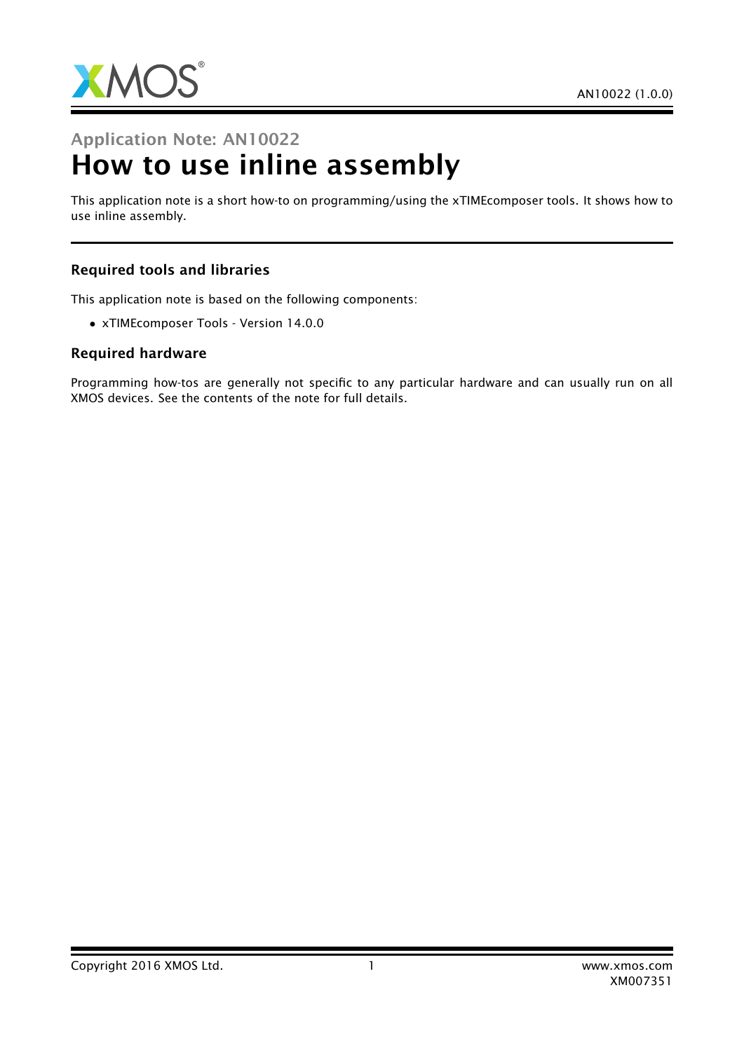Application Note: AN10022

# How to use inline assembly

This application note is a short how-to on programming/using the xTIMEcomposer tools. It shows how to use inline assembly.

### Required tools and libraries

This application note is based on the following components:

- xTIMEcomposer Tools - Version 14.0.0

### Required hardware

Programming how-tos are generally not specific to any particular hardware and can usually run on all XMOS devices. See the contents of the note for full details.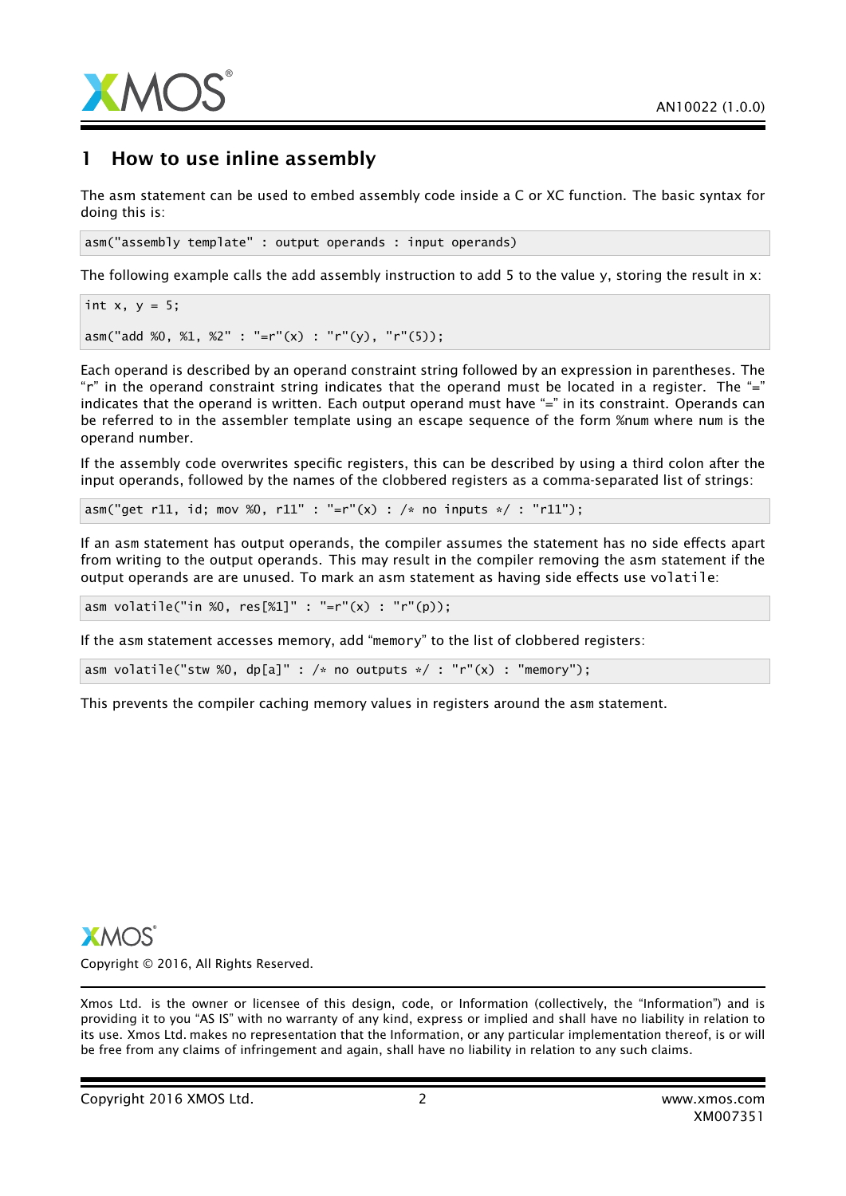# 1 How to use inline assembly

The asm statement can be used to embed assembly code inside a C or XC function. The basic syntax for doing this is:

```
asm("assembly template" : output operands : input operands)
```

The following example calls the add assembly instruction to add 5 to the value y, storing the result in x:

```
int x, y = 5;

asm("add %0, %1, %2" : "=r"(x) : "r"(y), "r"(5));
```

Each operand is described by an operand constraint string followed by an expression in parentheses. The "r" in the operand constraint string indicates that the operand must be located in a register. The "=" indicates that the operand is written. Each output operand must have "=" in its constraint. Operands can be referred to in the assembler template using an escape sequence of the form %num where num is the operand number.

If the assembly code overwrites specific registers, this can be described by using a third colon after the input operands, followed by the names of the clobbered registers as a comma-separated list of strings:

```
asm("get r11, id; mov %0, r11" : "=r"(x) : /* no inputs */ : "r11");
```

If an asm statement has output operands, the compiler assumes the statement has no side effects apart from writing to the output operands. This may result in the compiler removing the asm statement if the output operands are are unused. To mark an asm statement as having side effects use volatile:

```
asm volatile("in %0, res[%1]" : "=r"(x) : "r"(p));
```

If the asm statement accesses memory, add "memory" to the list of clobbered registers:

```
asm volatile("stw %0, dp[a]" : /* no outputs */ : "r"(x) : "memory");
```

This prevents the compiler caching memory values in registers around the asm statement.

Copyright © 2016, All Rights Reserved.

Xmos Ltd. is the owner or licensee of this design, code, or Information (collectively, the "Information") and is providing it to you "AS IS" with no warranty of any kind, express or implied and shall have no liability in relation to its use. Xmos Ltd. makes no representation that the Information, or any particular implementation thereof, is or will be free from any claims of infringement and again, shall have no liability in relation to any such claims.